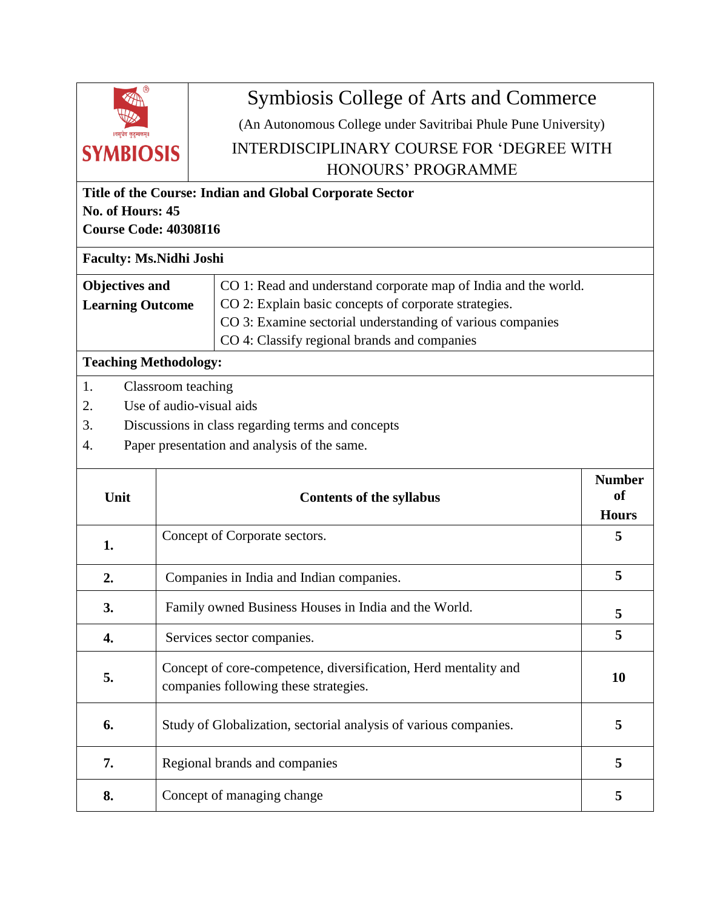# Symbiosis College of Arts and Commerce

(An Autonomous College under Savitribai Phule Pune University)

INTERDISCIPLINARY COURSE FOR 'DEGREE WITH HONOURS' PROGRAMME

**Title of the Course: Indian and Global Corporate Sector**
**No. of Hours: 45**
**Course Code: 40308I16**

**Faculty: Ms.Nidhi Joshi**

| **Objectives and Learning Outcome** | CO 1: Read and understand corporate map of India and the world.<br>CO 2: Explain basic concepts of corporate strategies.<br>CO 3: Examine sectorial understanding of various companies<br>CO 4: Classify regional brands and companies |
|---|---|

**Teaching Methodology:**

1. Classroom teaching
2. Use of audio-visual aids
3. Discussions in class regarding terms and concepts
4. Paper presentation and analysis of the same.

| Unit | Contents of the syllabus | Number of Hours |
|---|---|---|
| **1.** | Concept of Corporate sectors. | **5** |
| **2.** | Companies in India and Indian companies. | **5** |
| **3.** | Family owned Business Houses in India and the World. | **5** |
| **4.** | Services sector companies. | **5** |
| **5.** | Concept of core-competence, diversification, Herd mentality and companies following these strategies. | **10** |
| **6.** | Study of Globalization, sectorial analysis of various companies. | **5** |
| **7.** | Regional brands and companies | **5** |
| **8.** | Concept of managing change | **5** |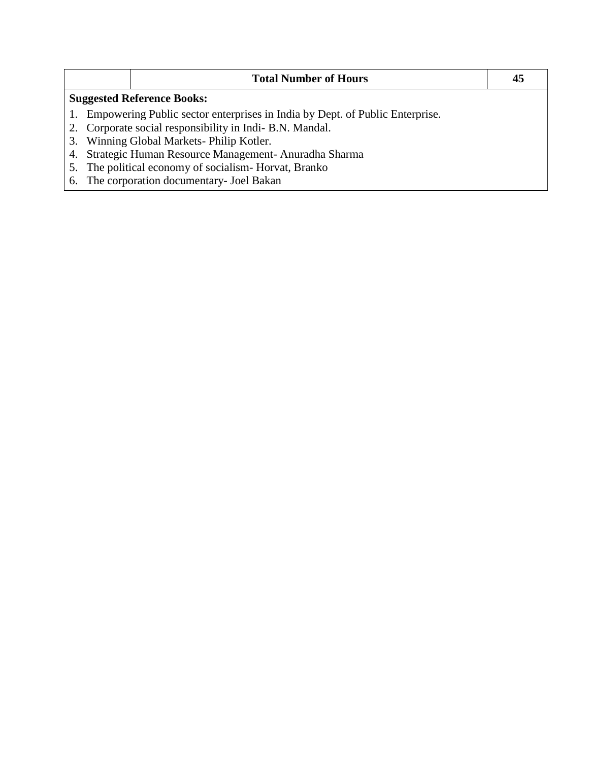| | Total Number of Hours | 45 |
|---|---|---|

**Suggested Reference Books:**

1. Empowering Public sector enterprises in India by Dept. of Public Enterprise.
2. Corporate social responsibility in Indi- B.N. Mandal.
3. Winning Global Markets- Philip Kotler.
4. Strategic Human Resource Management- Anuradha Sharma
5. The political economy of socialism- Horvat, Branko
6. The corporation documentary- Joel Bakan